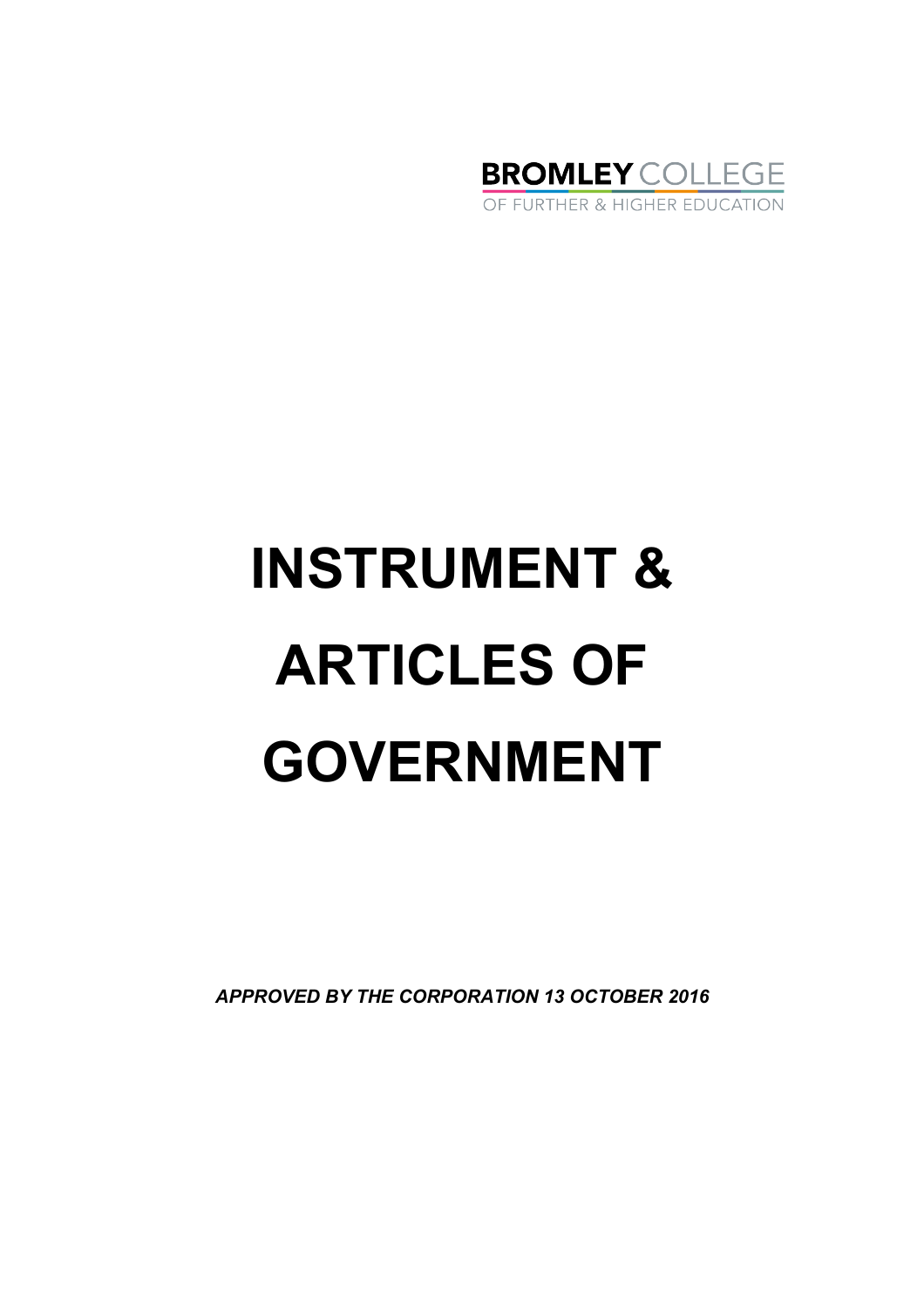BROMLEY COLLEGE

OF FURTHER & HIGHER EDUCATION

# INSTRUMENT & ARTICLES OF GOVERNMENT

***APPROVED BY THE CORPORATION 13 OCTOBER 2016***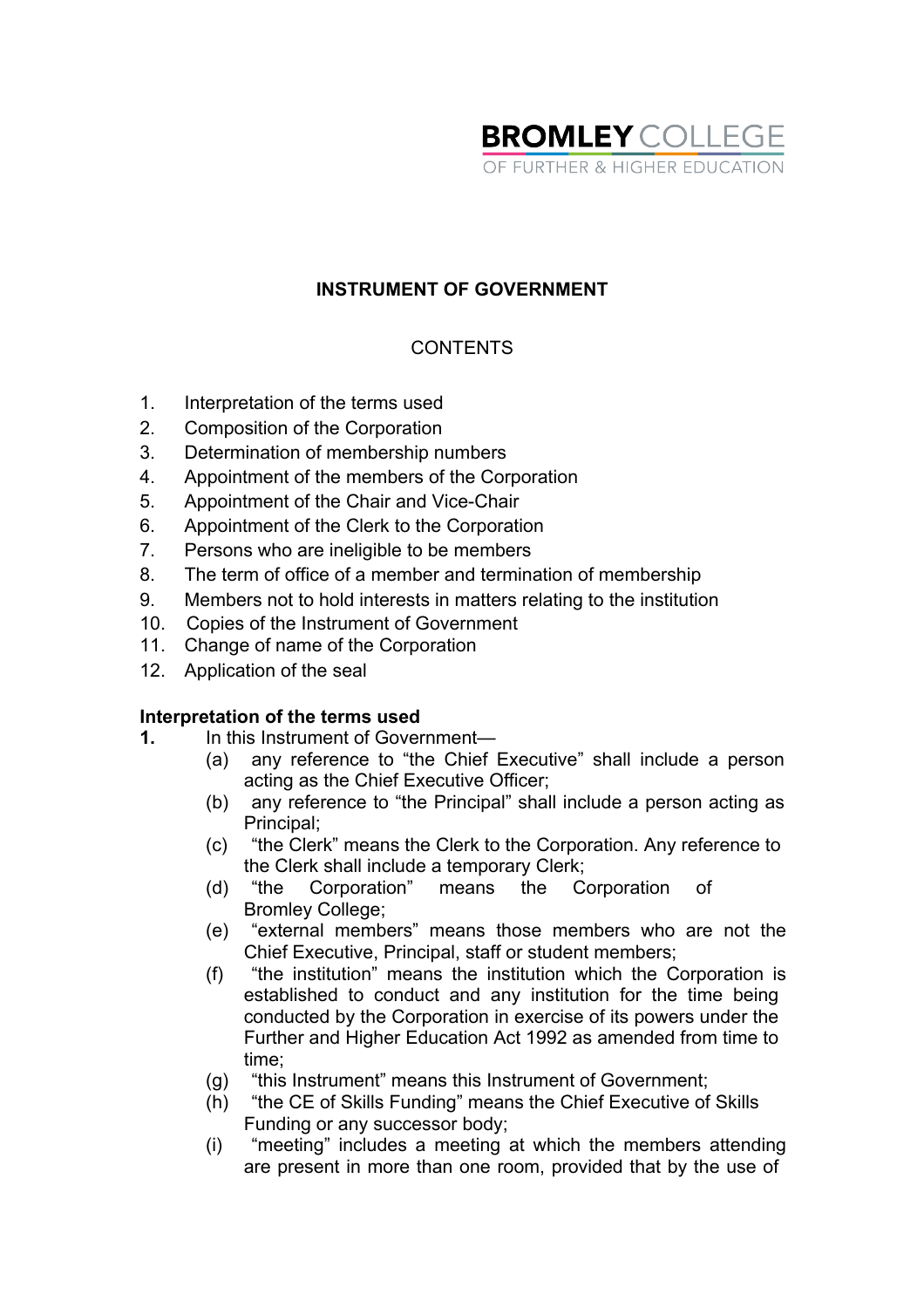BROMLEY COLLEGE
OF FURTHER & HIGHER EDUCATION

# INSTRUMENT OF GOVERNMENT

CONTENTS

1. Interpretation of the terms used
2. Composition of the Corporation
3. Determination of membership numbers
4. Appointment of the members of the Corporation
5. Appointment of the Chair and Vice-Chair
6. Appointment of the Clerk to the Corporation
7. Persons who are ineligible to be members
8. The term of office of a member and termination of membership
9. Members not to hold interests in matters relating to the institution
10. Copies of the Instrument of Government
11. Change of name of the Corporation
12. Application of the seal

## Interpretation of the terms used

**1.** In this Instrument of Government—

(a) any reference to "the Chief Executive" shall include a person acting as the Chief Executive Officer;

(b) any reference to "the Principal" shall include a person acting as Principal;

(c) "the Clerk" means the Clerk to the Corporation. Any reference to the Clerk shall include a temporary Clerk;

(d) "the Corporation" means the Corporation of Bromley College;

(e) "external members" means those members who are not the Chief Executive, Principal, staff or student members;

(f) "the institution" means the institution which the Corporation is established to conduct and any institution for the time being conducted by the Corporation in exercise of its powers under the Further and Higher Education Act 1992 as amended from time to time;

(g) "this Instrument" means this Instrument of Government;

(h) "the CE of Skills Funding" means the Chief Executive of Skills Funding or any successor body;

(i) "meeting" includes a meeting at which the members attending are present in more than one room, provided that by the use of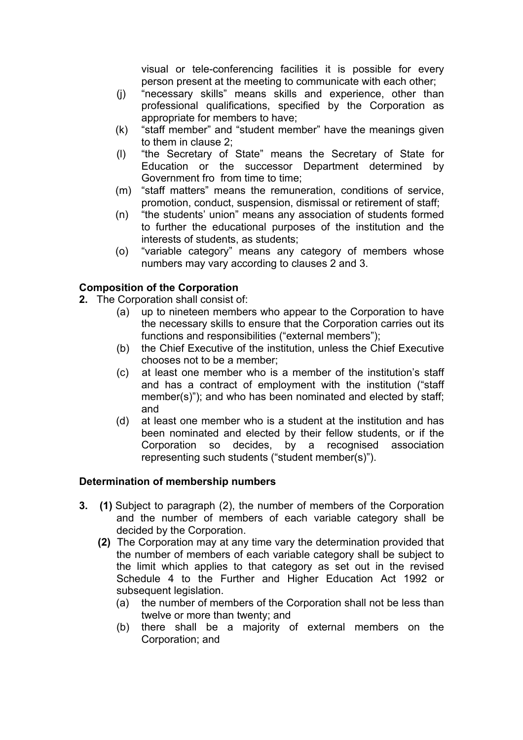visual or tele-conferencing facilities it is possible for every person present at the meeting to communicate with each other;

(j) "necessary skills" means skills and experience, other than professional qualifications, specified by the Corporation as appropriate for members to have;

(k) "staff member" and "student member" have the meanings given to them in clause 2;

(l) "the Secretary of State" means the Secretary of State for Education or the successor Department determined by Government fro from time to time;

(m) "staff matters" means the remuneration, conditions of service, promotion, conduct, suspension, dismissal or retirement of staff;

(n) "the students' union" means any association of students formed to further the educational purposes of the institution and the interests of students, as students;

(o) "variable category" means any category of members whose numbers may vary according to clauses 2 and 3.

**Composition of the Corporation**

**2.** The Corporation shall consist of:

(a) up to nineteen members who appear to the Corporation to have the necessary skills to ensure that the Corporation carries out its functions and responsibilities ("external members");

(b) the Chief Executive of the institution, unless the Chief Executive chooses not to be a member;

(c) at least one member who is a member of the institution's staff and has a contract of employment with the institution ("staff member(s)"); and who has been nominated and elected by staff; and

(d) at least one member who is a student at the institution and has been nominated and elected by their fellow students, or if the Corporation so decides, by a recognised association representing such students ("student member(s)").

**Determination of membership numbers**

**3.** **(1)** Subject to paragraph (2), the number of members of the Corporation and the number of members of each variable category shall be decided by the Corporation.

**(2)** The Corporation may at any time vary the determination provided that the number of members of each variable category shall be subject to the limit which applies to that category as set out in the revised Schedule 4 to the Further and Higher Education Act 1992 or subsequent legislation.

(a) the number of members of the Corporation shall not be less than twelve or more than twenty; and

(b) there shall be a majority of external members on the Corporation; and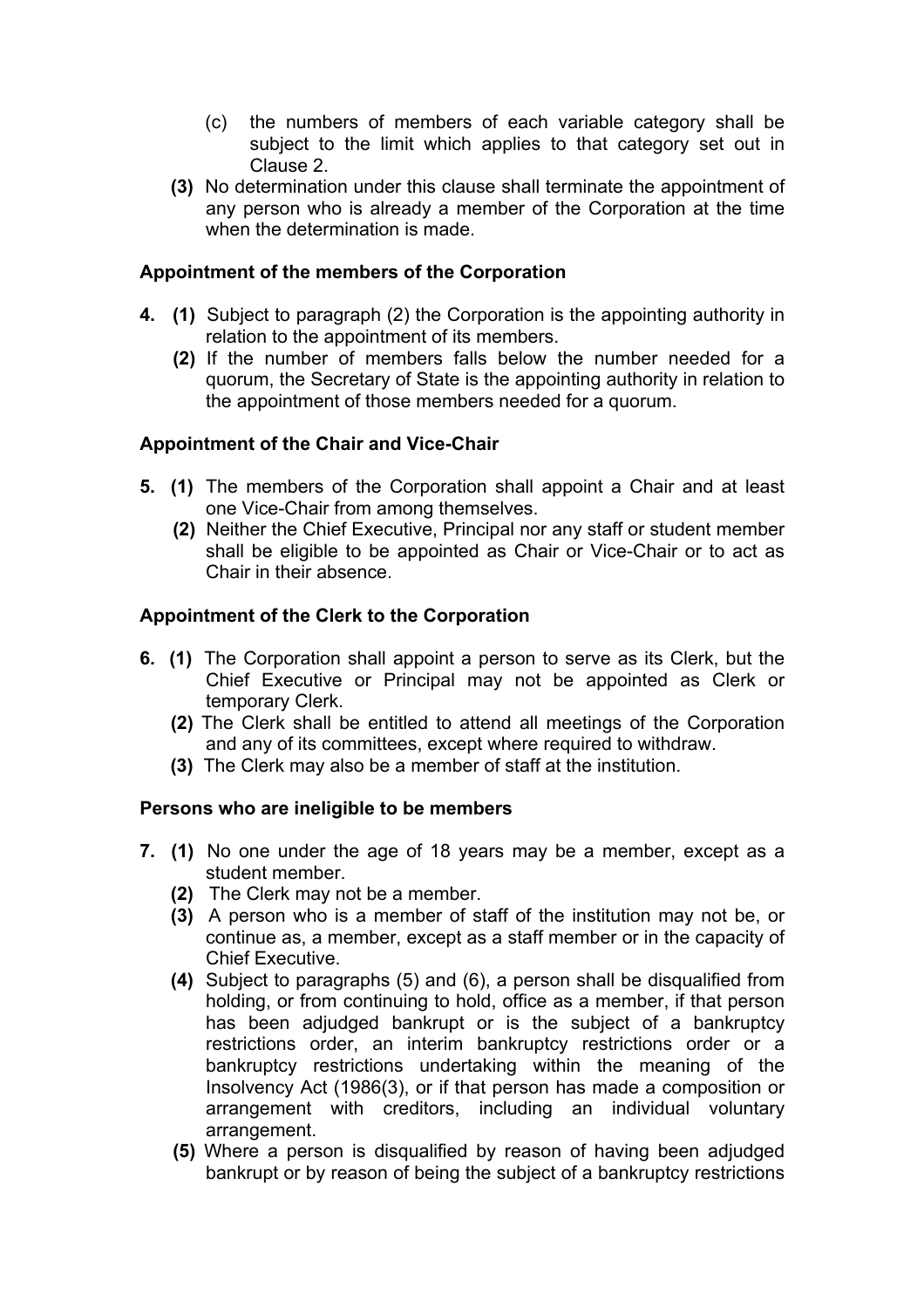(c) the numbers of members of each variable category shall be subject to the limit which applies to that category set out in Clause 2.

**(3)** No determination under this clause shall terminate the appointment of any person who is already a member of the Corporation at the time when the determination is made.

**Appointment of the members of the Corporation**

**4. (1)** Subject to paragraph (2) the Corporation is the appointing authority in relation to the appointment of its members.

**(2)** If the number of members falls below the number needed for a quorum, the Secretary of State is the appointing authority in relation to the appointment of those members needed for a quorum.

**Appointment of the Chair and Vice-Chair**

**5. (1)** The members of the Corporation shall appoint a Chair and at least one Vice-Chair from among themselves.

**(2)** Neither the Chief Executive, Principal nor any staff or student member shall be eligible to be appointed as Chair or Vice-Chair or to act as Chair in their absence.

**Appointment of the Clerk to the Corporation**

**6. (1)** The Corporation shall appoint a person to serve as its Clerk, but the Chief Executive or Principal may not be appointed as Clerk or temporary Clerk.

**(2)** The Clerk shall be entitled to attend all meetings of the Corporation and any of its committees, except where required to withdraw.

**(3)** The Clerk may also be a member of staff at the institution.

**Persons who are ineligible to be members**

**7. (1)** No one under the age of 18 years may be a member, except as a student member.

**(2)** The Clerk may not be a member.

**(3)** A person who is a member of staff of the institution may not be, or continue as, a member, except as a staff member or in the capacity of Chief Executive.

**(4)** Subject to paragraphs (5) and (6), a person shall be disqualified from holding, or from continuing to hold, office as a member, if that person has been adjudged bankrupt or is the subject of a bankruptcy restrictions order, an interim bankruptcy restrictions order or a bankruptcy restrictions undertaking within the meaning of the Insolvency Act (1986(3), or if that person has made a composition or arrangement with creditors, including an individual voluntary arrangement.

**(5)** Where a person is disqualified by reason of having been adjudged bankrupt or by reason of being the subject of a bankruptcy restrictions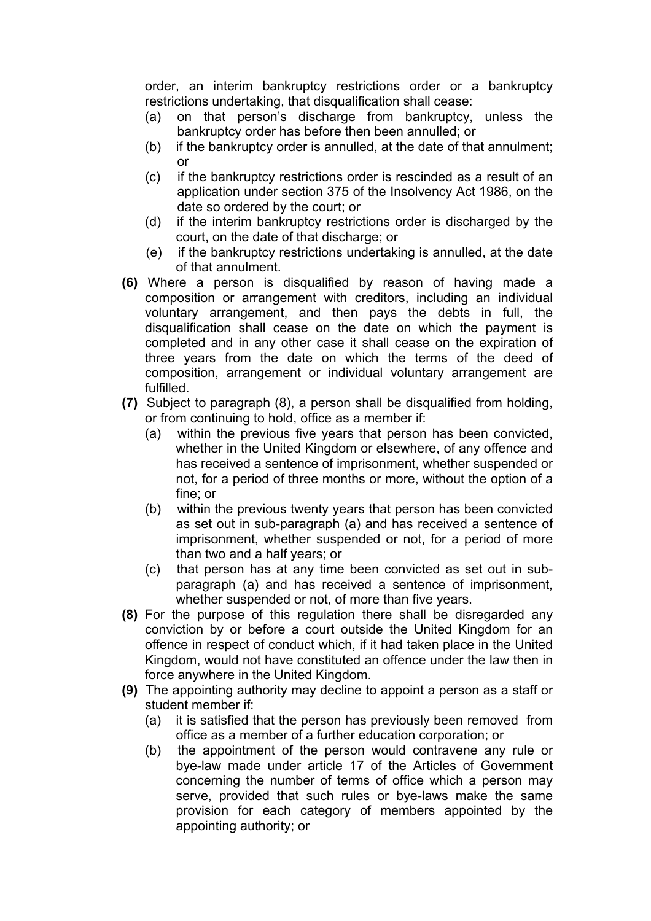order, an interim bankruptcy restrictions order or a bankruptcy restrictions undertaking, that disqualification shall cease:

(a) on that person's discharge from bankruptcy, unless the bankruptcy order has before then been annulled; or

(b) if the bankruptcy order is annulled, at the date of that annulment; or

(c) if the bankruptcy restrictions order is rescinded as a result of an application under section 375 of the Insolvency Act 1986, on the date so ordered by the court; or

(d) if the interim bankruptcy restrictions order is discharged by the court, on the date of that discharge; or

(e) if the bankruptcy restrictions undertaking is annulled, at the date of that annulment.

**(6)** Where a person is disqualified by reason of having made a composition or arrangement with creditors, including an individual voluntary arrangement, and then pays the debts in full, the disqualification shall cease on the date on which the payment is completed and in any other case it shall cease on the expiration of three years from the date on which the terms of the deed of composition, arrangement or individual voluntary arrangement are fulfilled.

**(7)** Subject to paragraph (8), a person shall be disqualified from holding, or from continuing to hold, office as a member if:

(a) within the previous five years that person has been convicted, whether in the United Kingdom or elsewhere, of any offence and has received a sentence of imprisonment, whether suspended or not, for a period of three months or more, without the option of a fine; or

(b) within the previous twenty years that person has been convicted as set out in sub-paragraph (a) and has received a sentence of imprisonment, whether suspended or not, for a period of more than two and a half years; or

(c) that person has at any time been convicted as set out in sub-paragraph (a) and has received a sentence of imprisonment, whether suspended or not, of more than five years.

**(8)** For the purpose of this regulation there shall be disregarded any conviction by or before a court outside the United Kingdom for an offence in respect of conduct which, if it had taken place in the United Kingdom, would not have constituted an offence under the law then in force anywhere in the United Kingdom.

**(9)** The appointing authority may decline to appoint a person as a staff or student member if:

(a) it is satisfied that the person has previously been removed from office as a member of a further education corporation; or

(b) the appointment of the person would contravene any rule or bye-law made under article 17 of the Articles of Government concerning the number of terms of office which a person may serve, provided that such rules or bye-laws make the same provision for each category of members appointed by the appointing authority; or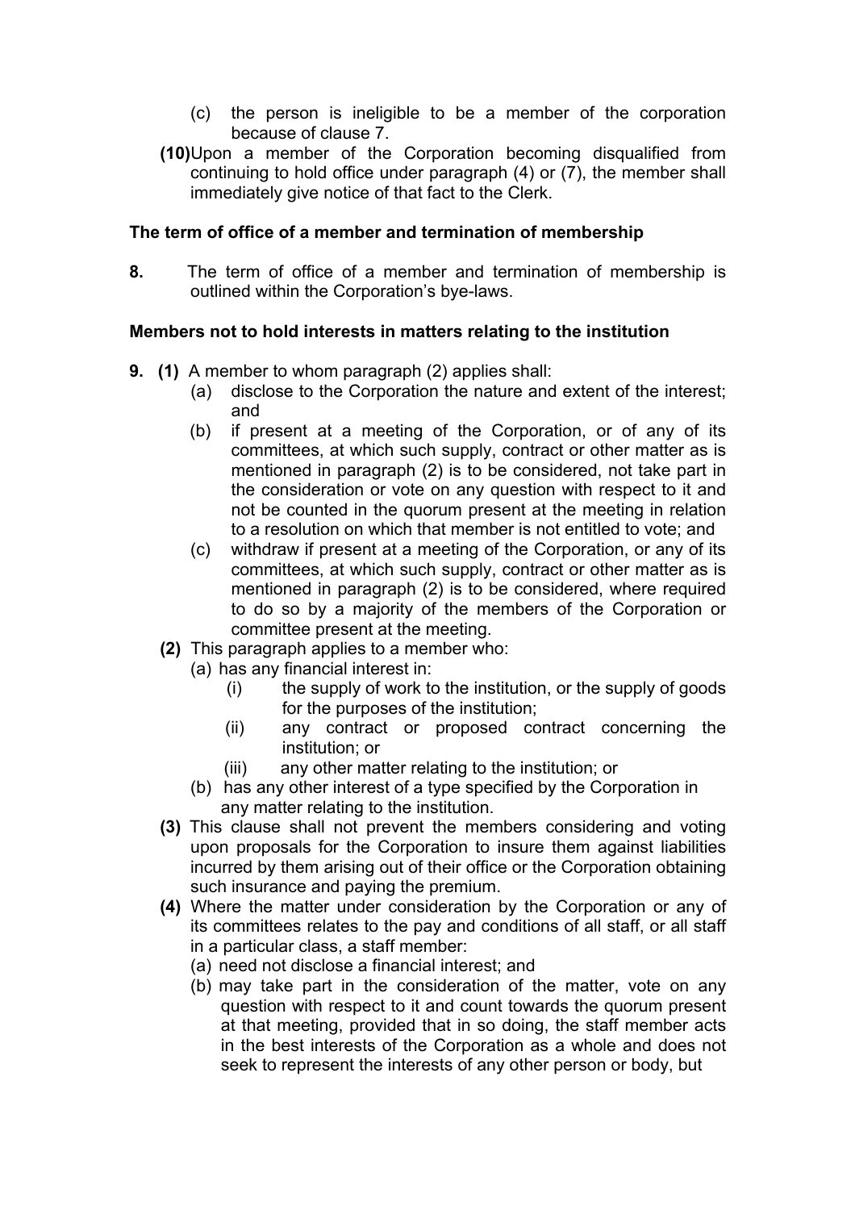(c) the person is ineligible to be a member of the corporation because of clause 7.

**(10)** Upon a member of the Corporation becoming disqualified from continuing to hold office under paragraph (4) or (7), the member shall immediately give notice of that fact to the Clerk.

### The term of office of a member and termination of membership

**8.** The term of office of a member and termination of membership is outlined within the Corporation's bye-laws.

### Members not to hold interests in matters relating to the institution

**9. (1)** A member to whom paragraph (2) applies shall:

(a) disclose to the Corporation the nature and extent of the interest; and

(b) if present at a meeting of the Corporation, or of any of its committees, at which such supply, contract or other matter as is mentioned in paragraph (2) is to be considered, not take part in the consideration or vote on any question with respect to it and not be counted in the quorum present at the meeting in relation to a resolution on which that member is not entitled to vote; and

(c) withdraw if present at a meeting of the Corporation, or any of its committees, at which such supply, contract or other matter as is mentioned in paragraph (2) is to be considered, where required to do so by a majority of the members of the Corporation or committee present at the meeting.

**(2)** This paragraph applies to a member who:

(a) has any financial interest in:

(i) the supply of work to the institution, or the supply of goods for the purposes of the institution;

(ii) any contract or proposed contract concerning the institution; or

(iii) any other matter relating to the institution; or

(b) has any other interest of a type specified by the Corporation in any matter relating to the institution.

**(3)** This clause shall not prevent the members considering and voting upon proposals for the Corporation to insure them against liabilities incurred by them arising out of their office or the Corporation obtaining such insurance and paying the premium.

**(4)** Where the matter under consideration by the Corporation or any of its committees relates to the pay and conditions of all staff, or all staff in a particular class, a staff member:

(a) need not disclose a financial interest; and

(b) may take part in the consideration of the matter, vote on any question with respect to it and count towards the quorum present at that meeting, provided that in so doing, the staff member acts in the best interests of the Corporation as a whole and does not seek to represent the interests of any other person or body, but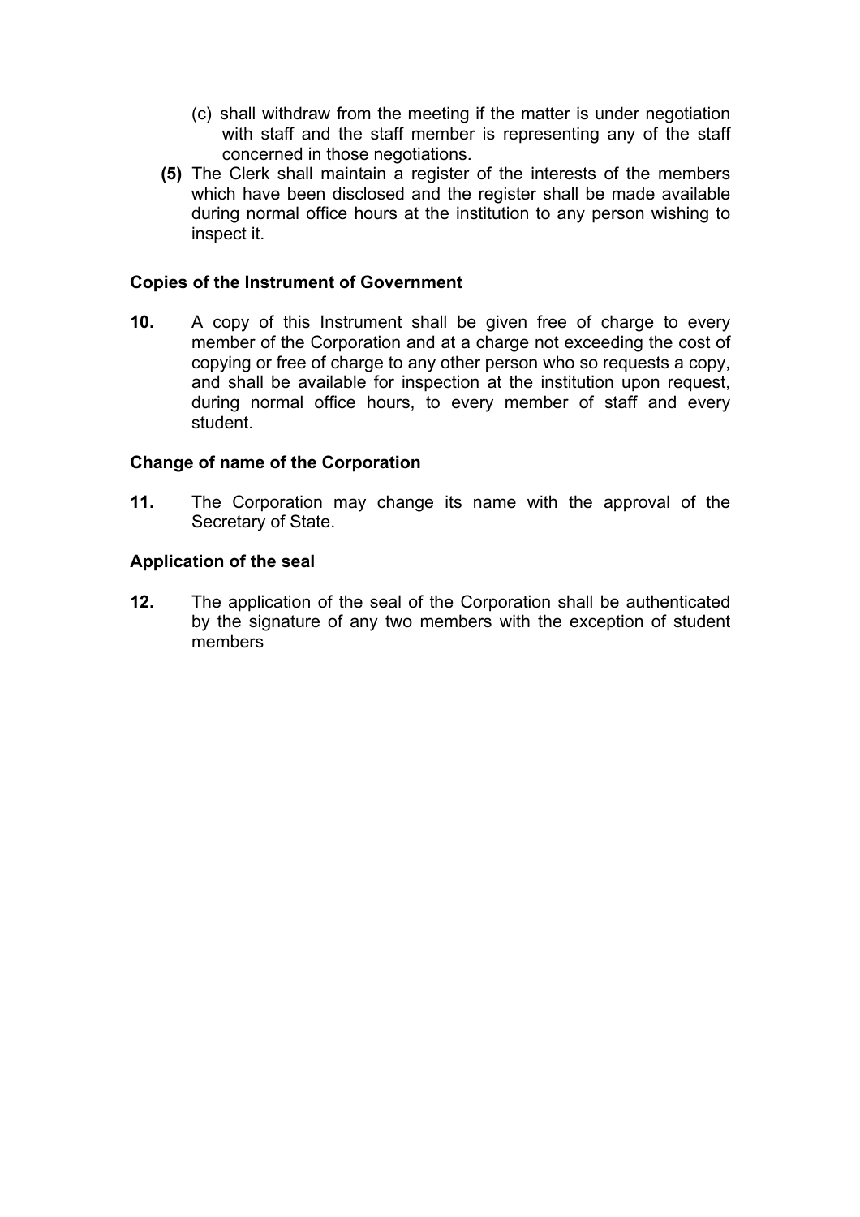(c) shall withdraw from the meeting if the matter is under negotiation with staff and the staff member is representing any of the staff concerned in those negotiations.

**(5)** The Clerk shall maintain a register of the interests of the members which have been disclosed and the register shall be made available during normal office hours at the institution to any person wishing to inspect it.

### Copies of the Instrument of Government

**10.** A copy of this Instrument shall be given free of charge to every member of the Corporation and at a charge not exceeding the cost of copying or free of charge to any other person who so requests a copy, and shall be available for inspection at the institution upon request, during normal office hours, to every member of staff and every student.

### Change of name of the Corporation

**11.** The Corporation may change its name with the approval of the Secretary of State.

### Application of the seal

**12.** The application of the seal of the Corporation shall be authenticated by the signature of any two members with the exception of student members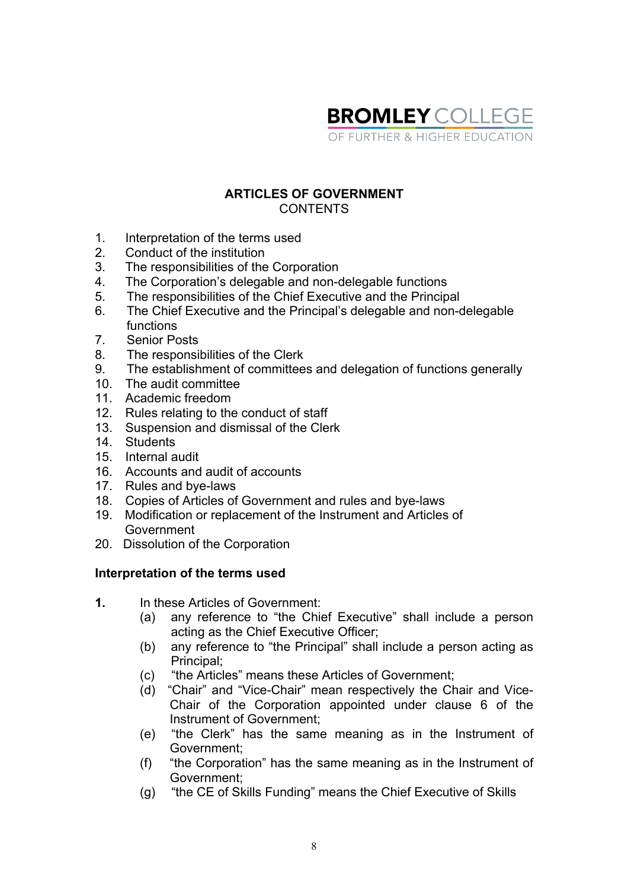BROMLEY COLLEGE
OF FURTHER & HIGHER EDUCATION

## ARTICLES OF GOVERNMENT

CONTENTS

1. Interpretation of the terms used
2. Conduct of the institution
3. The responsibilities of the Corporation
4. The Corporation's delegable and non-delegable functions
5. The responsibilities of the Chief Executive and the Principal
6. The Chief Executive and the Principal's delegable and non-delegable functions
7. Senior Posts
8. The responsibilities of the Clerk
9. The establishment of committees and delegation of functions generally
10. The audit committee
11. Academic freedom
12. Rules relating to the conduct of staff
13. Suspension and dismissal of the Clerk
14. Students
15. Internal audit
16. Accounts and audit of accounts
17. Rules and bye-laws
18. Copies of Articles of Government and rules and bye-laws
19. Modification or replacement of the Instrument and Articles of Government
20. Dissolution of the Corporation

### Interpretation of the terms used

**1.** In these Articles of Government:

(a) any reference to "the Chief Executive" shall include a person acting as the Chief Executive Officer;

(b) any reference to "the Principal" shall include a person acting as Principal;

(c) "the Articles" means these Articles of Government;

(d) "Chair" and "Vice-Chair" mean respectively the Chair and Vice-Chair of the Corporation appointed under clause 6 of the Instrument of Government;

(e) "the Clerk" has the same meaning as in the Instrument of Government;

(f) "the Corporation" has the same meaning as in the Instrument of Government;

(g) "the CE of Skills Funding" means the Chief Executive of Skills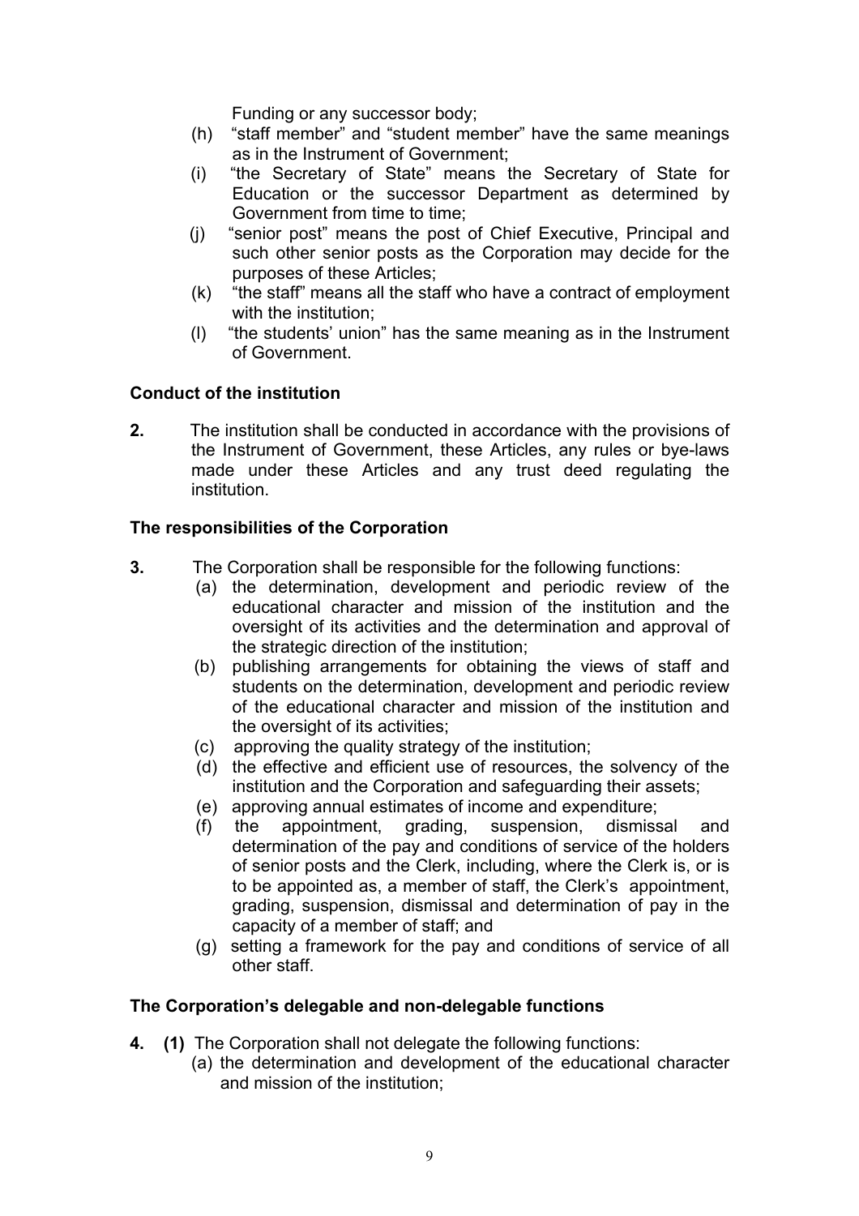Funding or any successor body;

(h) "staff member" and "student member" have the same meanings as in the Instrument of Government;

(i) "the Secretary of State" means the Secretary of State for Education or the successor Department as determined by Government from time to time;

(j) "senior post" means the post of Chief Executive, Principal and such other senior posts as the Corporation may decide for the purposes of these Articles;

(k) "the staff" means all the staff who have a contract of employment with the institution;

(l) "the students' union" has the same meaning as in the Instrument of Government.

**Conduct of the institution**

**2.** The institution shall be conducted in accordance with the provisions of the Instrument of Government, these Articles, any rules or bye-laws made under these Articles and any trust deed regulating the institution.

**The responsibilities of the Corporation**

**3.** The Corporation shall be responsible for the following functions:

(a) the determination, development and periodic review of the educational character and mission of the institution and the oversight of its activities and the determination and approval of the strategic direction of the institution;

(b) publishing arrangements for obtaining the views of staff and students on the determination, development and periodic review of the educational character and mission of the institution and the oversight of its activities;

(c) approving the quality strategy of the institution;

(d) the effective and efficient use of resources, the solvency of the institution and the Corporation and safeguarding their assets;

(e) approving annual estimates of income and expenditure;

(f) the appointment, grading, suspension, dismissal and determination of the pay and conditions of service of the holders of senior posts and the Clerk, including, where the Clerk is, or is to be appointed as, a member of staff, the Clerk's appointment, grading, suspension, dismissal and determination of pay in the capacity of a member of staff; and

(g) setting a framework for the pay and conditions of service of all other staff.

**The Corporation's delegable and non-delegable functions**

**4. (1)** The Corporation shall not delegate the following functions:

(a) the determination and development of the educational character and mission of the institution;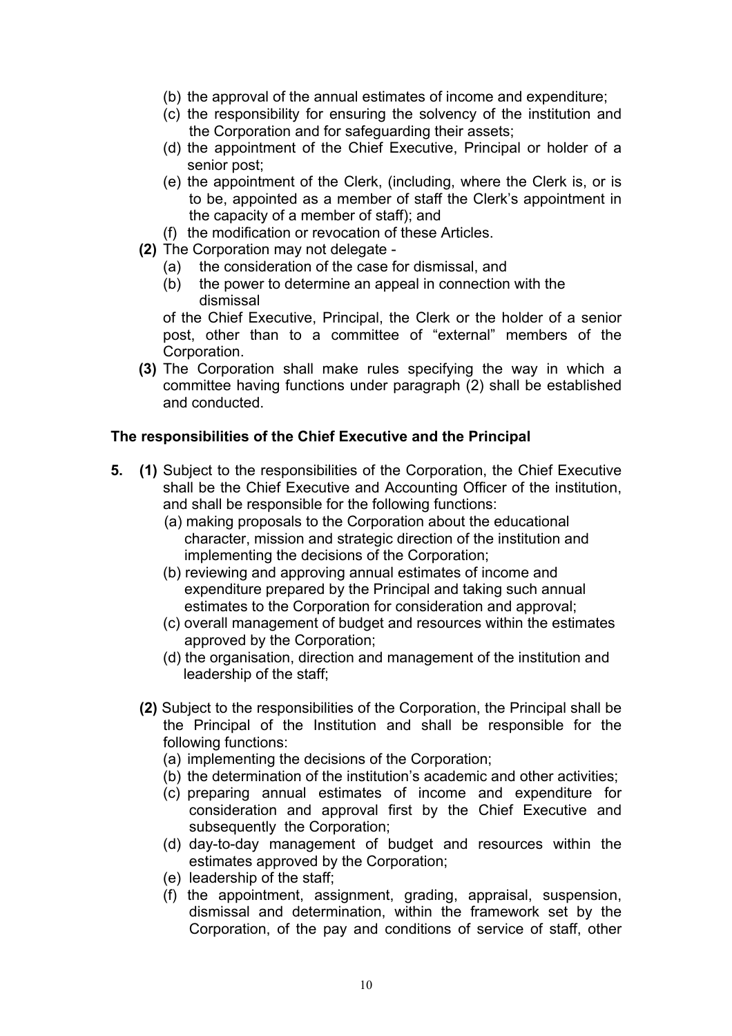- (b) the approval of the annual estimates of income and expenditure;
- (c) the responsibility for ensuring the solvency of the institution and the Corporation and for safeguarding their assets;
- (d) the appointment of the Chief Executive, Principal or holder of a senior post;
- (e) the appointment of the Clerk, (including, where the Clerk is, or is to be, appointed as a member of staff the Clerk's appointment in the capacity of a member of staff); and
- (f) the modification or revocation of these Articles.

**(2)** The Corporation may not delegate -

- (a) the consideration of the case for dismissal, and
- (b) the power to determine an appeal in connection with the dismissal

of the Chief Executive, Principal, the Clerk or the holder of a senior post, other than to a committee of "external" members of the Corporation.

**(3)** The Corporation shall make rules specifying the way in which a committee having functions under paragraph (2) shall be established and conducted.

**The responsibilities of the Chief Executive and the Principal**

**5. (1)** Subject to the responsibilities of the Corporation, the Chief Executive shall be the Chief Executive and Accounting Officer of the institution, and shall be responsible for the following functions:

- (a) making proposals to the Corporation about the educational character, mission and strategic direction of the institution and implementing the decisions of the Corporation;
- (b) reviewing and approving annual estimates of income and expenditure prepared by the Principal and taking such annual estimates to the Corporation for consideration and approval;
- (c) overall management of budget and resources within the estimates approved by the Corporation;
- (d) the organisation, direction and management of the institution and leadership of the staff;

**(2)** Subject to the responsibilities of the Corporation, the Principal shall be the Principal of the Institution and shall be responsible for the following functions:

- (a) implementing the decisions of the Corporation;
- (b) the determination of the institution's academic and other activities;
- (c) preparing annual estimates of income and expenditure for consideration and approval first by the Chief Executive and subsequently the Corporation;
- (d) day-to-day management of budget and resources within the estimates approved by the Corporation;
- (e) leadership of the staff;
- (f) the appointment, assignment, grading, appraisal, suspension, dismissal and determination, within the framework set by the Corporation, of the pay and conditions of service of staff, other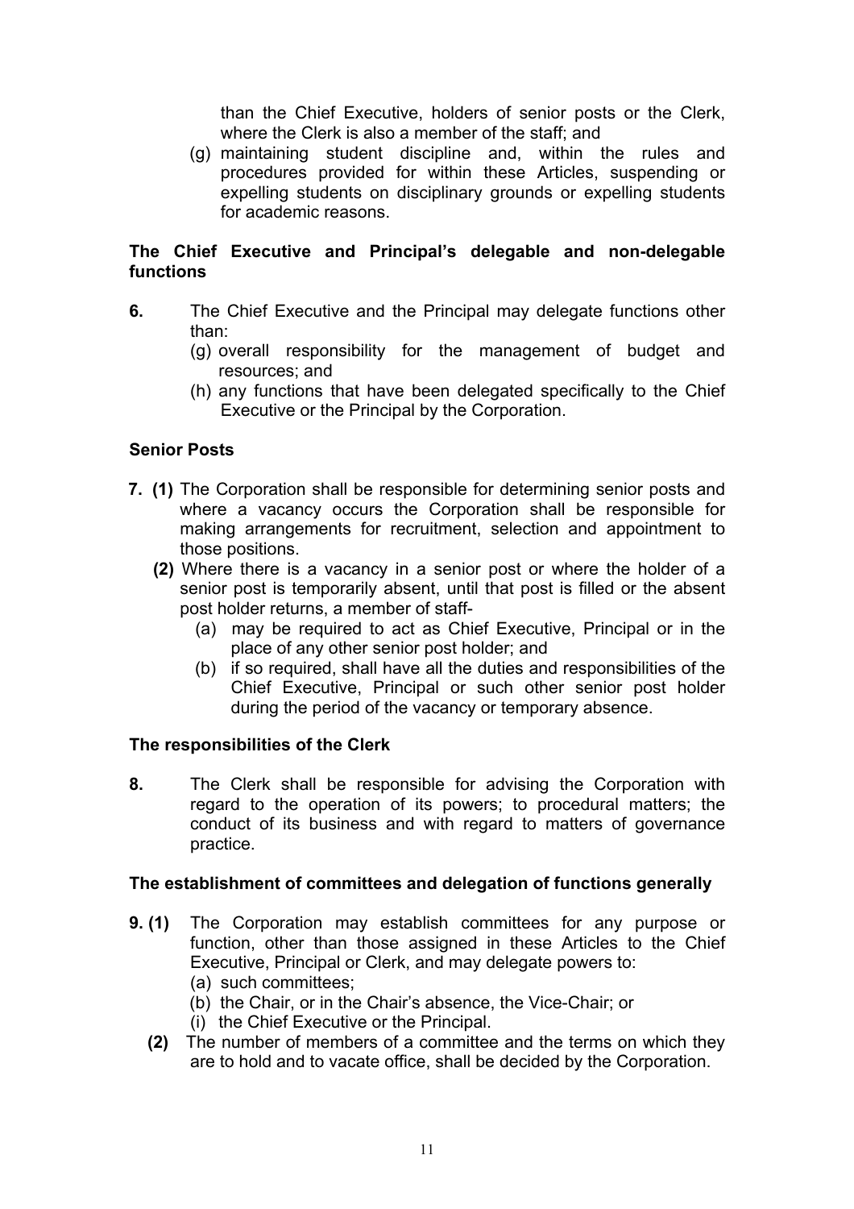than the Chief Executive, holders of senior posts or the Clerk, where the Clerk is also a member of the staff; and

(g) maintaining student discipline and, within the rules and procedures provided for within these Articles, suspending or expelling students on disciplinary grounds or expelling students for academic reasons.

**The Chief Executive and Principal's delegable and non-delegable functions**

**6.** The Chief Executive and the Principal may delegate functions other than:

(g) overall responsibility for the management of budget and resources; and

(h) any functions that have been delegated specifically to the Chief Executive or the Principal by the Corporation.

**Senior Posts**

**7. (1)** The Corporation shall be responsible for determining senior posts and where a vacancy occurs the Corporation shall be responsible for making arrangements for recruitment, selection and appointment to those positions.

**(2)** Where there is a vacancy in a senior post or where the holder of a senior post is temporarily absent, until that post is filled or the absent post holder returns, a member of staff-

(a) may be required to act as Chief Executive, Principal or in the place of any other senior post holder; and

(b) if so required, shall have all the duties and responsibilities of the Chief Executive, Principal or such other senior post holder during the period of the vacancy or temporary absence.

**The responsibilities of the Clerk**

**8.** The Clerk shall be responsible for advising the Corporation with regard to the operation of its powers; to procedural matters; the conduct of its business and with regard to matters of governance practice.

**The establishment of committees and delegation of functions generally**

**9. (1)** The Corporation may establish committees for any purpose or function, other than those assigned in these Articles to the Chief Executive, Principal or Clerk, and may delegate powers to:

(a) such committees;

(b) the Chair, or in the Chair's absence, the Vice-Chair; or

(i) the Chief Executive or the Principal.

**(2)** The number of members of a committee and the terms on which they are to hold and to vacate office, shall be decided by the Corporation.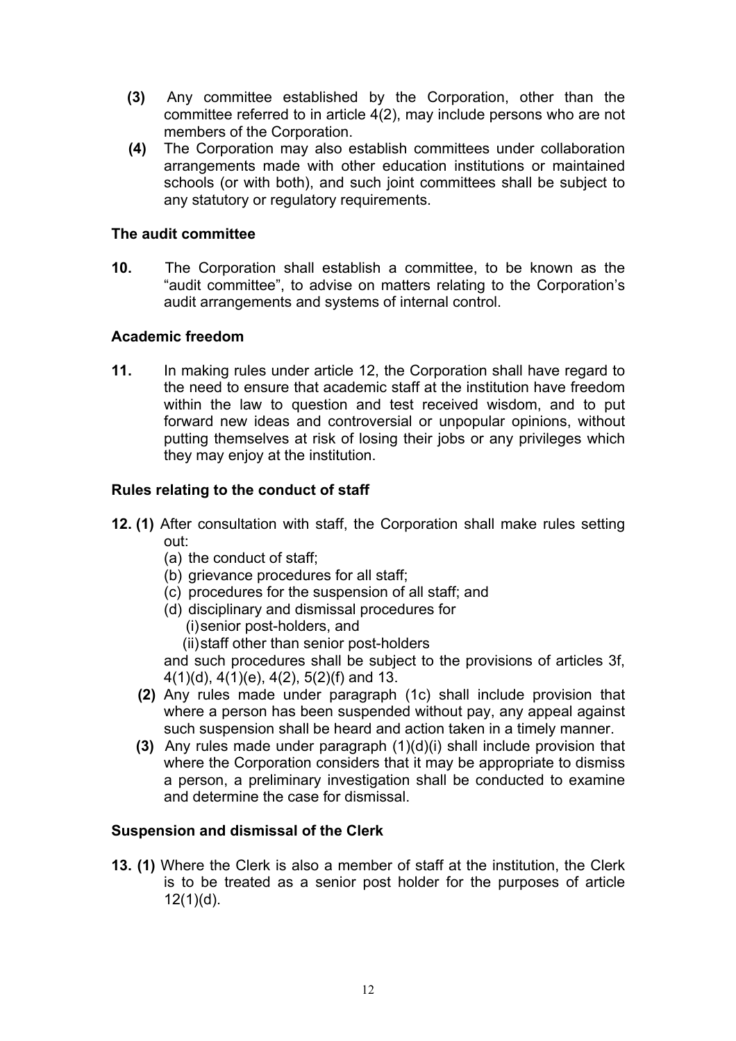**(3)** Any committee established by the Corporation, other than the committee referred to in article 4(2), may include persons who are not members of the Corporation.

**(4)** The Corporation may also establish committees under collaboration arrangements made with other education institutions or maintained schools (or with both), and such joint committees shall be subject to any statutory or regulatory requirements.

### The audit committee

**10.** The Corporation shall establish a committee, to be known as the "audit committee", to advise on matters relating to the Corporation's audit arrangements and systems of internal control.

### Academic freedom

**11.** In making rules under article 12, the Corporation shall have regard to the need to ensure that academic staff at the institution have freedom within the law to question and test received wisdom, and to put forward new ideas and controversial or unpopular opinions, without putting themselves at risk of losing their jobs or any privileges which they may enjoy at the institution.

### Rules relating to the conduct of staff

**12. (1)** After consultation with staff, the Corporation shall make rules setting out:

- (a) the conduct of staff;
- (b) grievance procedures for all staff;
- (c) procedures for the suspension of all staff; and
- (d) disciplinary and dismissal procedures for
  - (i) senior post-holders, and
  - (ii) staff other than senior post-holders

and such procedures shall be subject to the provisions of articles 3f, 4(1)(d), 4(1)(e), 4(2), 5(2)(f) and 13.

**(2)** Any rules made under paragraph (1c) shall include provision that where a person has been suspended without pay, any appeal against such suspension shall be heard and action taken in a timely manner.

**(3)** Any rules made under paragraph (1)(d)(i) shall include provision that where the Corporation considers that it may be appropriate to dismiss a person, a preliminary investigation shall be conducted to examine and determine the case for dismissal.

### Suspension and dismissal of the Clerk

**13. (1)** Where the Clerk is also a member of staff at the institution, the Clerk is to be treated as a senior post holder for the purposes of article 12(1)(d).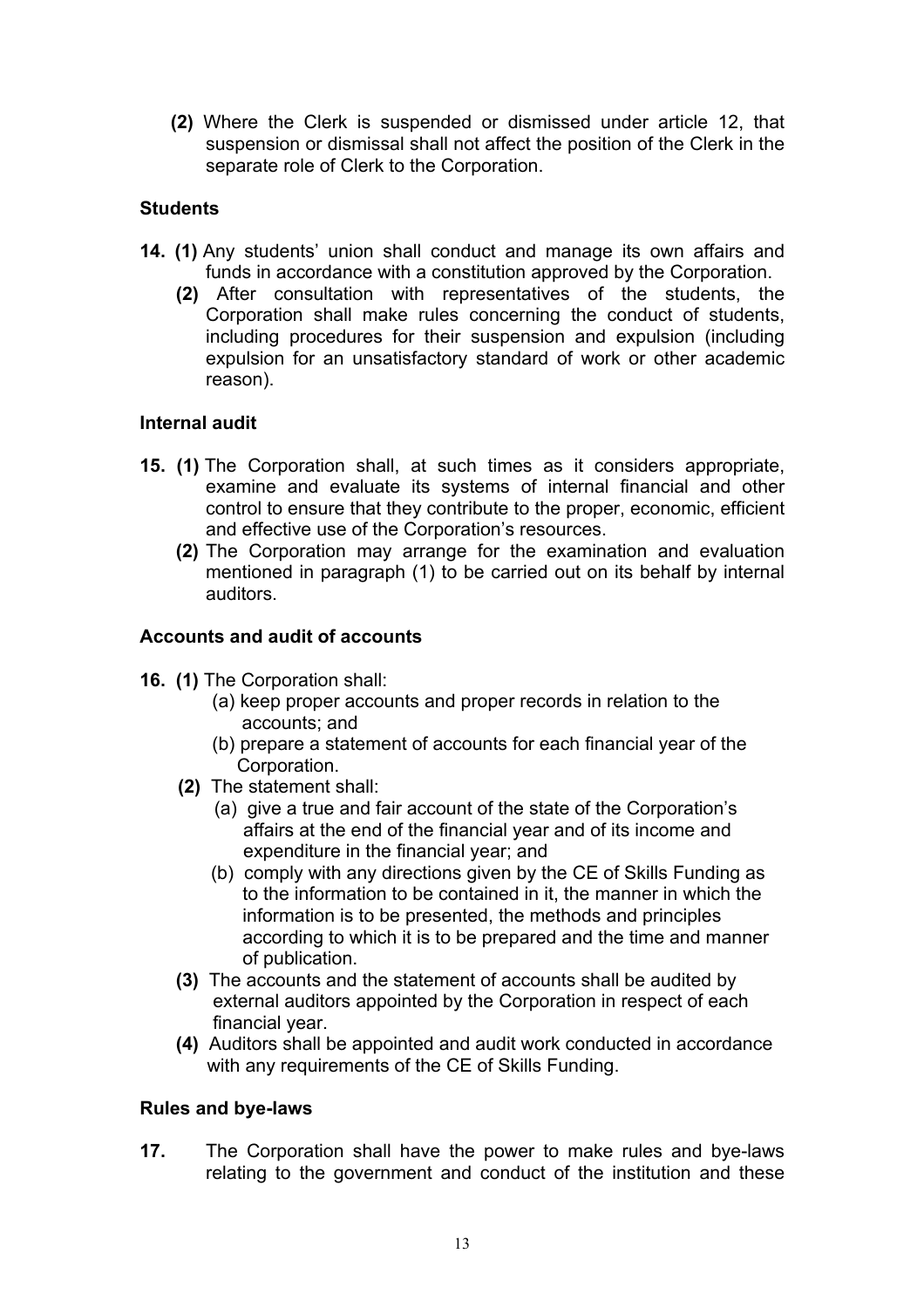**(2)** Where the Clerk is suspended or dismissed under article 12, that suspension or dismissal shall not affect the position of the Clerk in the separate role of Clerk to the Corporation.

**Students**

**14. (1)** Any students' union shall conduct and manage its own affairs and funds in accordance with a constitution approved by the Corporation.

**(2)** After consultation with representatives of the students, the Corporation shall make rules concerning the conduct of students, including procedures for their suspension and expulsion (including expulsion for an unsatisfactory standard of work or other academic reason).

**Internal audit**

**15. (1)** The Corporation shall, at such times as it considers appropriate, examine and evaluate its systems of internal financial and other control to ensure that they contribute to the proper, economic, efficient and effective use of the Corporation's resources.

**(2)** The Corporation may arrange for the examination and evaluation mentioned in paragraph (1) to be carried out on its behalf by internal auditors.

**Accounts and audit of accounts**

**16. (1)** The Corporation shall:

(a) keep proper accounts and proper records in relation to the accounts; and

(b) prepare a statement of accounts for each financial year of the Corporation.

**(2)** The statement shall:

(a) give a true and fair account of the state of the Corporation's affairs at the end of the financial year and of its income and expenditure in the financial year; and

(b) comply with any directions given by the CE of Skills Funding as to the information to be contained in it, the manner in which the information is to be presented, the methods and principles according to which it is to be prepared and the time and manner of publication.

**(3)** The accounts and the statement of accounts shall be audited by external auditors appointed by the Corporation in respect of each financial year.

**(4)** Auditors shall be appointed and audit work conducted in accordance with any requirements of the CE of Skills Funding.

**Rules and bye-laws**

**17.** The Corporation shall have the power to make rules and bye-laws relating to the government and conduct of the institution and these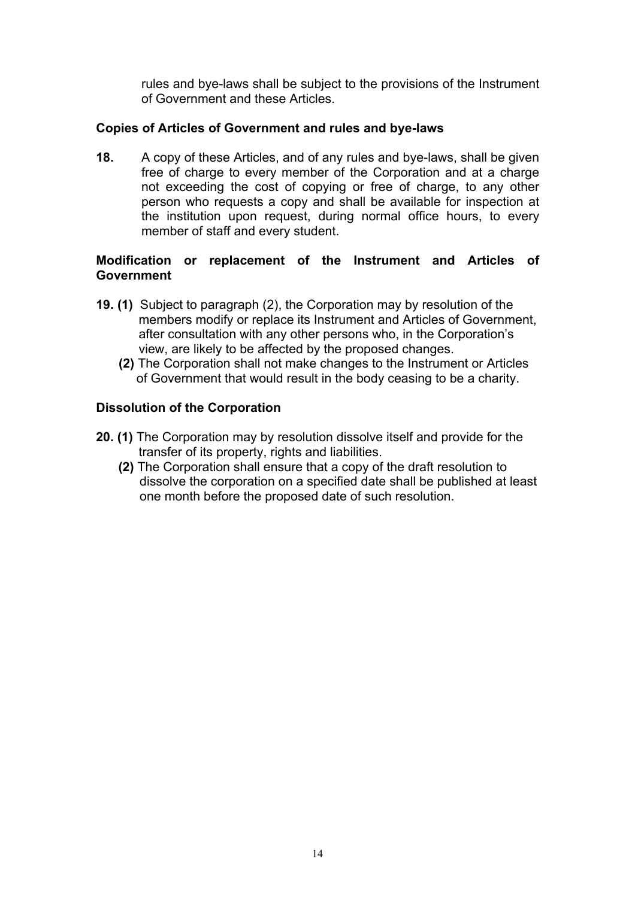rules and bye-laws shall be subject to the provisions of the Instrument of Government and these Articles.

**Copies of Articles of Government and rules and bye-laws**

**18.** A copy of these Articles, and of any rules and bye-laws, shall be given free of charge to every member of the Corporation and at a charge not exceeding the cost of copying or free of charge, to any other person who requests a copy and shall be available for inspection at the institution upon request, during normal office hours, to every member of staff and every student.

**Modification or replacement of the Instrument and Articles of Government**

**19. (1)** Subject to paragraph (2), the Corporation may by resolution of the members modify or replace its Instrument and Articles of Government, after consultation with any other persons who, in the Corporation's view, are likely to be affected by the proposed changes.

**(2)** The Corporation shall not make changes to the Instrument or Articles of Government that would result in the body ceasing to be a charity.

**Dissolution of the Corporation**

**20. (1)** The Corporation may by resolution dissolve itself and provide for the transfer of its property, rights and liabilities.

**(2)** The Corporation shall ensure that a copy of the draft resolution to dissolve the corporation on a specified date shall be published at least one month before the proposed date of such resolution.